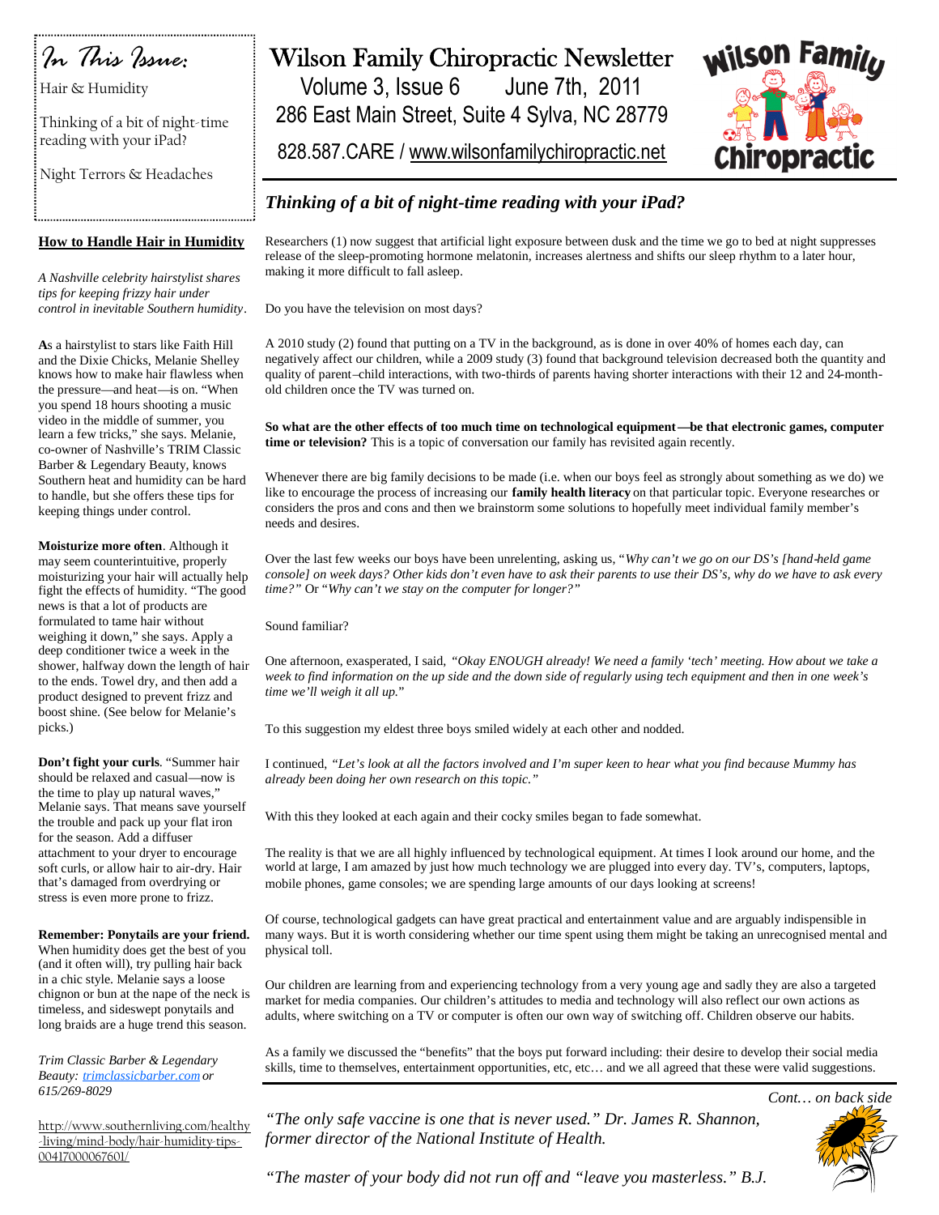# Wilson Family Chiropractic Newsletter

Volume 3, Issue 6 June 7th, 2011

286 East Main Street, Suite 4 Sylva, NC 28779

828.587.CARE / www.wilsonfamilychiropractic.net

*In This Issue:*

Hair & Humidity

Thinking of a bit of night-time reading with your iPad?

Night Terrors & Headaches

## How to Handle Hair in Humidity

*A Nashville celebrity hairstylist shares tips for keeping frizzy hair under control in inevitable Southern humidity*.

**A**s a hairstylist to stars like Faith Hill and the Dixie Chicks, Melanie Shelley knows how to make hair flawless when the pressure—and heat—is on. "When you spend 18 hours shooting a music video in the middle of summer, you learn a few tricks," she says. Melanie, co-owner of Nashville's TRIM Classic Barber & Legendary Beauty, knows Southern heat and humidity can be hard to handle, but she offers these tips for keeping things under control.

**Moisturize more often**. Although it may seem counterintuitive, properly moisturizing your hair will actually help fight the effects of humidity. "The good news is that a lot of products are formulated to tame hair without weighing it down," she says. Apply a deep conditioner twice a week in the shower, halfway down the length of hair to the ends. Towel dry, and then add a product designed to prevent frizz and boost shine. (See below for Melanie's picks.)

**Don't fight your curls**. "Summer hair should be relaxed and casual—now is the time to play up natural waves," Melanie says. That means save yourself the trouble and pack up your flat iron for the season. Add a diffuser attachment to your dryer to encourage soft curls, or allow hair to air-dry. Hair that's damaged from overdrying or stress is even more prone to frizz.

**Remember: Ponytails are your friend.** When humidity does get the best of you (and it often will), try pulling hair back in a chic style. Melanie says a loose chignon or bun at the nape of the neck is timeless, and sideswept ponytails and long braids are a huge trend this season.

*Trim Classic Barber & Legendary Beauty: trimclassicbarber.com or 615/269-8029*

http://www.southernliving.com/healthy-living/mind-body/hair-humidity-tips-00417000067601/

## *Thinking of a bit of night-time reading with your iPad?*

Researchers (1) now suggest that artificial light exposure between dusk and the time we go to bed at night suppresses release of the sleep-promoting hormone melatonin, increases alertness and shifts our sleep rhythm to a later hour, making it more difficult to fall asleep.

Do you have the television on most days?

A 2010 study (2) found that putting on a TV in the background, as is done in over 40% of homes each day, can negatively affect our children, while a 2009 study (3) found that background television decreased both the quantity and quality of parent–child interactions, with two-thirds of parents having shorter interactions with their 12 and 24-month-old children once the TV was turned on.

**So what are the other effects of too much time on technological equipment—be that electronic games, computer time or television?** This is a topic of conversation our family has revisited again recently.

Whenever there are big family decisions to be made (i.e. when our boys feel as strongly about something as we do) we like to encourage the process of increasing our **family health literacy** on that particular topic. Everyone researches or considers the pros and cons and then we brainstorm some solutions to hopefully meet individual family member's needs and desires.

Over the last few weeks our boys have been unrelenting, asking us, *"Why can't we go on our DS's [hand-held game console] on week days? Other kids don't even have to ask their parents to use their DS's, why do we have to ask every time?"* Or *"Why can't we stay on the computer for longer?"*

Sound familiar?

One afternoon, exasperated, I said, *"Okay ENOUGH already! We need a family 'tech' meeting. How about we take a week to find information on the up side and the down side of regularly using tech equipment and then in one week's time we'll weigh it all up."*

To this suggestion my eldest three boys smiled widely at each other and nodded.

I continued, *"Let's look at all the factors involved and I'm super keen to hear what you find because Mummy has already been doing her own research on this topic."*

With this they looked at each again and their cocky smiles began to fade somewhat.

The reality is that we are all highly influenced by technological equipment. At times I look around our home, and the world at large, I am amazed by just how much technology we are plugged into every day. TV's, computers, laptops, mobile phones, game consoles; we are spending large amounts of our days looking at screens!

Of course, technological gadgets can have great practical and entertainment value and are arguably indispensible in many ways. But it is worth considering whether our time spent using them might be taking an unrecognised mental and physical toll.

Our children are learning from and experiencing technology from a very young age and sadly they are also a targeted market for media companies. Our children's attitudes to media and technology will also reflect our own actions as adults, where switching on a TV or computer is often our own way of switching off. Children observe our habits.

As a family we discussed the "benefits" that the boys put forward including: their desire to develop their social media skills, time to themselves, entertainment opportunities, etc, etc… and we all agreed that these were valid suggestions.

*Cont… on back side*

*"The only safe vaccine is one that is never used." Dr. James R. Shannon, former director of the National Institute of Health.*

*"The master of your body did not run off and "leave you masterless." B.J.*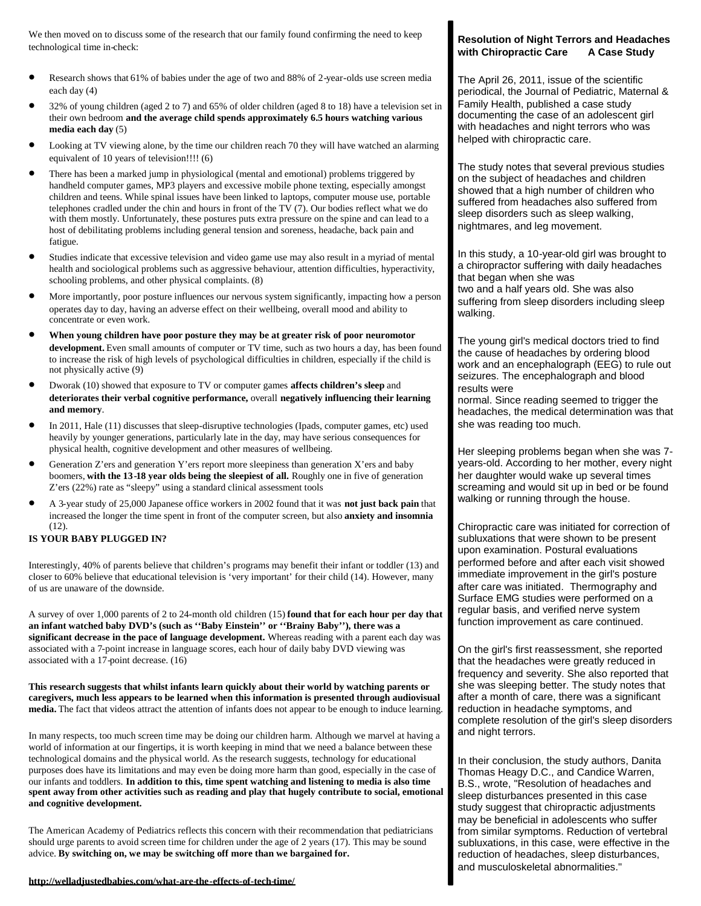We then moved on to discuss some of the research that our family found confirming the need to keep technological time in-check:

- Research shows that 61% of babies under the age of two and 88% of 2-year-olds use screen media each day (4)
- 32% of young children (aged 2 to 7) and 65% of older children (aged 8 to 18) have a television set in their own bedroom **and the average child spends approximately 6.5 hours watching various media each day** (5)
- Looking at TV viewing alone, by the time our children reach 70 they will have watched an alarming equivalent of 10 years of television!!!! (6)
- There has been a marked jump in physiological (mental and emotional) problems triggered by handheld computer games, MP3 players and excessive mobile phone texting, especially amongst children and teens. While spinal issues have been linked to laptops, computer mouse use, portable telephones cradled under the chin and hours in front of the TV (7). Our bodies reflect what we do with them mostly. Unfortunately, these postures puts extra pressure on the spine and can lead to a host of debilitating problems including general tension and soreness, headache, back pain and fatigue.
- Studies indicate that excessive television and video game use may also result in a myriad of mental health and sociological problems such as aggressive behaviour, attention difficulties, hyperactivity, schooling problems, and other physical complaints. (8)
- More importantly, poor posture influences our nervous system significantly, impacting how a person operates day to day, having an adverse effect on their wellbeing, overall mood and ability to concentrate or even work.
- **When young children have poor posture they may be at greater risk of poor neuromotor development.** Even small amounts of computer or TV time, such as two hours a day, has been found to increase the risk of high levels of psychological difficulties in children, especially if the child is not physically active (9)
- Dworak (10) showed that exposure to TV or computer games **affects children's sleep** and **deteriorates their verbal cognitive performance,** overall **negatively influencing their learning and memory**.
- In 2011, Hale (11) discusses that sleep-disruptive technologies (Ipads, computer games, etc) used heavily by younger generations, particularly late in the day, may have serious consequences for physical health, cognitive development and other measures of wellbeing.
- Generation Z'ers and generation Y'ers report more sleepiness than generation X'ers and baby boomers, **with the 13-18 year olds being the sleepiest of all.** Roughly one in five of generation Z'ers (22%) rate as "sleepy" using a standard clinical assessment tools
- A 3-year study of 25,000 Japanese office workers in 2002 found that it was **not just back pain** that increased the longer the time spent in front of the computer screen, but also **anxiety and insomnia** (12).

**IS YOUR BABY PLUGGED IN?**

Interestingly, 40% of parents believe that children's programs may benefit their infant or toddler (13) and closer to 60% believe that educational television is 'very important' for their child (14). However, many of us are unaware of the downside.

A survey of over 1,000 parents of 2 to 24-month old children (15) **found that for each hour per day that an infant watched baby DVD's (such as ''Baby Einstein'' or ''Brainy Baby''), there was a significant decrease in the pace of language development.** Whereas reading with a parent each day was associated with a 7-point increase in language scores, each hour of daily baby DVD viewing was associated with a 17-point decrease. (16)

**This research suggests that whilst infants learn quickly about their world by watching parents or caregivers, much less appears to be learned when this information is presented through audiovisual media.** The fact that videos attract the attention of infants does not appear to be enough to induce learning.

In many respects, too much screen time may be doing our children harm. Although we marvel at having a world of information at our fingertips, it is worth keeping in mind that we need a balance between these technological domains and the physical world. As the research suggests, technology for educational purposes does have its limitations and may even be doing more harm than good, especially in the case of our infants and toddlers. **In addition to this, time spent watching and listening to media is also time spent away from other activities such as reading and play that hugely contribute to social, emotional and cognitive development.**

The American Academy of Pediatrics reflects this concern with their recommendation that pediatricians should urge parents to avoid screen time for children under the age of 2 years (17). This may be sound advice. **By switching on, we may be switching off more than we bargained for.**

**http://welladjustedbabies.com/what-are-the-effects-of-tech-time/**

## Resolution of Night Terrors and Headaches with Chiropractic Care A Case Study

The April 26, 2011, issue of the scientific periodical, the Journal of Pediatric, Maternal & Family Health, published a case study documenting the case of an adolescent girl with headaches and night terrors who was helped with chiropractic care.

The study notes that several previous studies on the subject of headaches and children showed that a high number of children who suffered from headaches also suffered from sleep disorders such as sleep walking, nightmares, and leg movement.

In this study, a 10-year-old girl was brought to a chiropractor suffering with daily headaches that began when she was two and a half years old. She was also suffering from sleep disorders including sleep walking.

The young girl's medical doctors tried to find the cause of headaches by ordering blood work and an encephalograph (EEG) to rule out seizures. The encephalograph and blood results were normal. Since reading seemed to trigger the headaches, the medical determination was that she was reading too much.

Her sleeping problems began when she was 7-years-old. According to her mother, every night her daughter would wake up several times screaming and would sit up in bed or be found walking or running through the house.

Chiropractic care was initiated for correction of subluxations that were shown to be present upon examination. Postural evaluations performed before and after each visit showed immediate improvement in the girl's posture after care was initiated. Thermography and Surface EMG studies were performed on a regular basis, and verified nerve system function improvement as care continued.

On the girl's first reassessment, she reported that the headaches were greatly reduced in frequency and severity. She also reported that she was sleeping better. The study notes that after a month of care, there was a significant reduction in headache symptoms, and complete resolution of the girl's sleep disorders and night terrors.

In their conclusion, the study authors, Danita Thomas Heagy D.C., and Candice Warren, B.S., wrote, "Resolution of headaches and sleep disturbances presented in this case study suggest that chiropractic adjustments may be beneficial in adolescents who suffer from similar symptoms. Reduction of vertebral subluxations, in this case, were effective in the reduction of headaches, sleep disturbances, and musculoskeletal abnormalities."